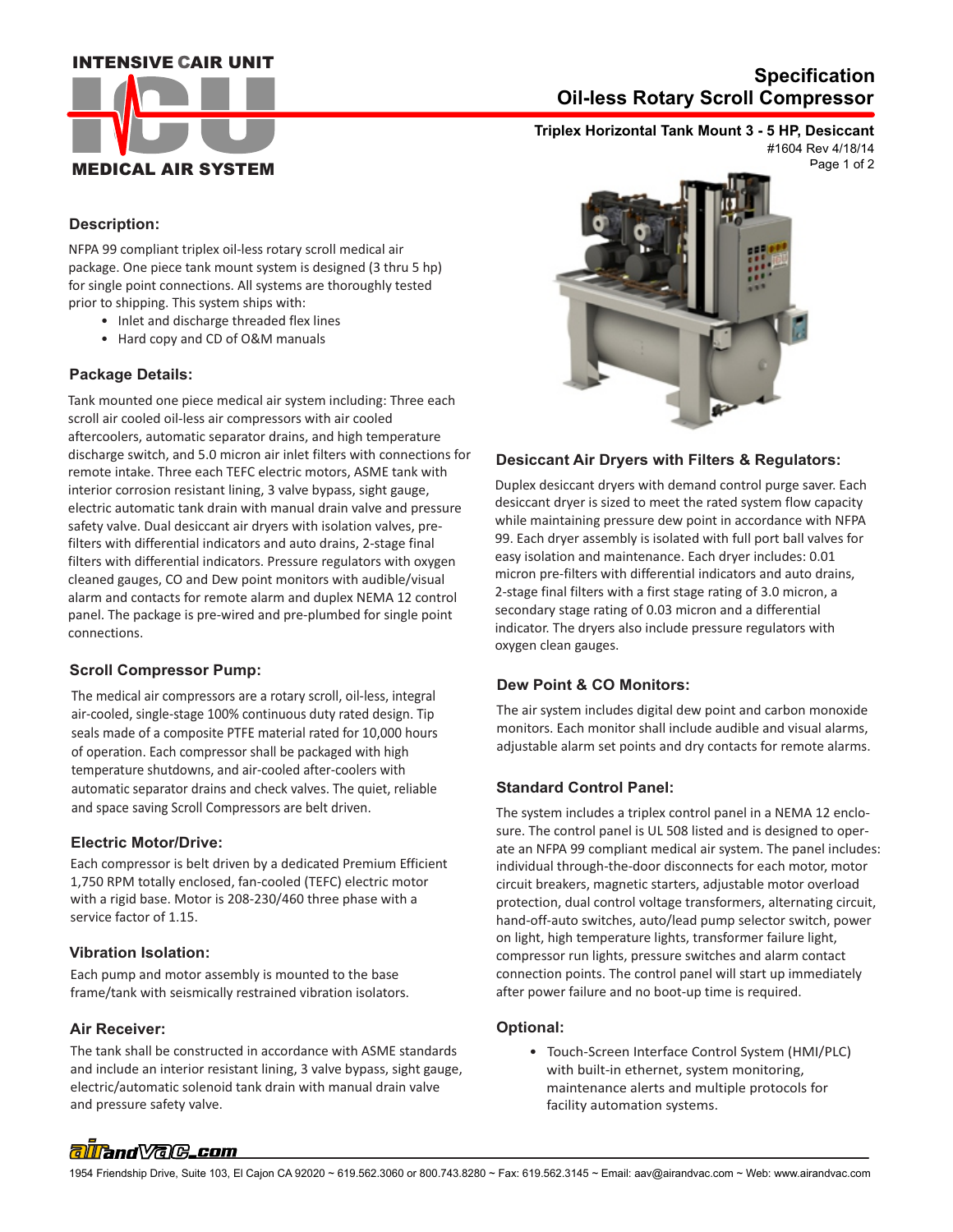INTENSIVE CAIR UNIT

MEDICAL AIR SYSTEM

# Specification
# Oil-less Rotary Scroll Compressor

**Triplex Horizontal Tank Mount 3 - 5 HP, Desiccant**

#1604 Rev 4/18/14

## Description:

NFPA 99 compliant triplex oil-less rotary scroll medical air package. One piece tank mount system is designed (3 thru 5 hp) for single point connections. All systems are thoroughly tested prior to shipping. This system ships with:

- Inlet and discharge threaded flex lines
- Hard copy and CD of O&M manuals

## Package Details:

Tank mounted one piece medical air system including: Three each scroll air cooled oil-less air compressors with air cooled aftercoolers, automatic separator drains, and high temperature discharge switch, and 5.0 micron air inlet filters with connections for remote intake. Three each TEFC electric motors, ASME tank with interior corrosion resistant lining, 3 valve bypass, sight gauge, electric automatic tank drain with manual drain valve and pressure safety valve. Dual desiccant air dryers with isolation valves, pre-filters with differential indicators and auto drains, 2-stage final filters with differential indicators. Pressure regulators with oxygen cleaned gauges, CO and Dew point monitors with audible/visual alarm and contacts for remote alarm and duplex NEMA 12 control panel. The package is pre-wired and pre-plumbed for single point connections.

## Scroll Compressor Pump:

The medical air compressors are a rotary scroll, oil-less, integral air-cooled, single-stage 100% continuous duty rated design. Tip seals made of a composite PTFE material rated for 10,000 hours of operation. Each compressor shall be packaged with high temperature shutdowns, and air-cooled after-coolers with automatic separator drains and check valves. The quiet, reliable and space saving Scroll Compressors are belt driven.

## Electric Motor/Drive:

Each compressor is belt driven by a dedicated Premium Efficient 1,750 RPM totally enclosed, fan-cooled (TEFC) electric motor with a rigid base. Motor is 208-230/460 three phase with a service factor of 1.15.

## Vibration Isolation:

Each pump and motor assembly is mounted to the base frame/tank with seismically restrained vibration isolators.

## Air Receiver:

The tank shall be constructed in accordance with ASME standards and include an interior resistant lining, 3 valve bypass, sight gauge, electric/automatic solenoid tank drain with manual drain valve and pressure safety valve.

## Desiccant Air Dryers with Filters & Regulators:

Duplex desiccant dryers with demand control purge saver. Each desiccant dryer is sized to meet the rated system flow capacity while maintaining pressure dew point in accordance with NFPA 99. Each dryer assembly is isolated with full port ball valves for easy isolation and maintenance. Each dryer includes: 0.01 micron pre-filters with differential indicators and auto drains, 2-stage final filters with a first stage rating of 3.0 micron, a secondary stage rating of 0.03 micron and a differential indicator. The dryers also include pressure regulators with oxygen clean gauges.

## Dew Point & CO Monitors:

The air system includes digital dew point and carbon monoxide monitors. Each monitor shall include audible and visual alarms, adjustable alarm set points and dry contacts for remote alarms.

## Standard Control Panel:

The system includes a triplex control panel in a NEMA 12 enclosure. The control panel is UL 508 listed and is designed to operate an NFPA 99 compliant medical air system. The panel includes: individual through-the-door disconnects for each motor, motor circuit breakers, magnetic starters, adjustable motor overload protection, dual control voltage transformers, alternating circuit, hand-off-auto switches, auto/lead pump selector switch, power on light, high temperature lights, transformer failure light, compressor run lights, pressure switches and alarm contact connection points. The control panel will start up immediately after power failure and no boot-up time is required.

## Optional:

- Touch-Screen Interface Control System (HMI/PLC) with built-in ethernet, system monitoring, maintenance alerts and multiple protocols for facility automation systems.

airandVac.com

1954 Friendship Drive, Suite 103, El Cajon CA 92020 ~ 619.562.3060 or 800.743.8280 ~ Fax: 619.562.3145 ~ Email: aav@airandvac.com ~ Web: www.airandvac.com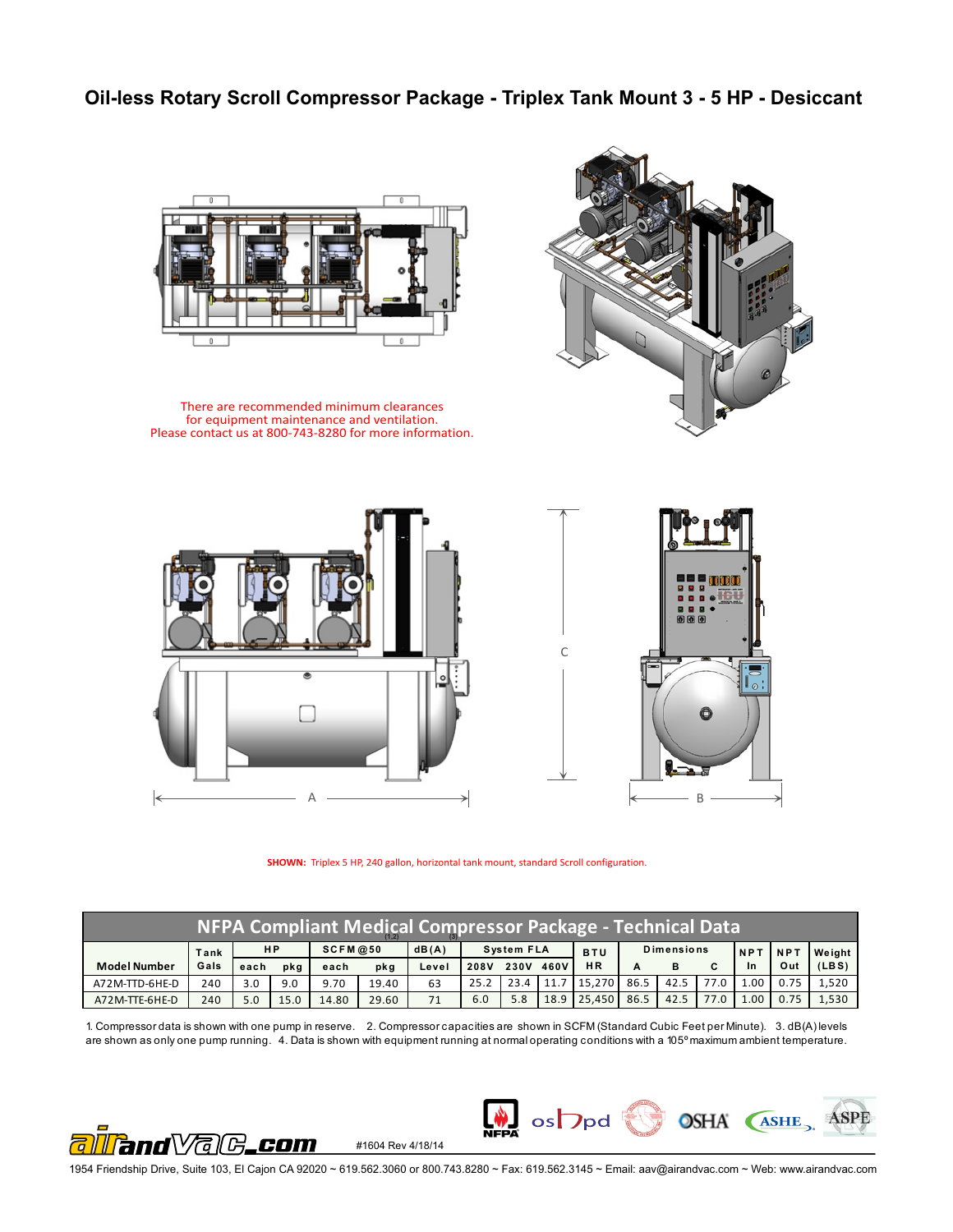# Oil-less Rotary Scroll Compressor Package - Triplex Tank Mount 3 - 5 HP - Desiccant

There are recommended minimum clearances
for equipment maintenance and ventilation.
Please contact us at 800-743-8280 for more information.

A

B

C

**SHOWN:** Triplex 5 HP, 240 gallon, horizontal tank mount, standard Scroll configuration.

## NFPA Compliant Medical Compressor Package - Technical Data

| Model Number | Tank Gals | HP | | SCFM@50 (1,2) | | dB(A) (3) | System FLA | | | BTU HR | Dimensions | | | NPT In | NPT Out | Weight (LBS) |
|---|---|---|---|---|---|---|---|---|---|---|---|---|---|---|---|---|
| | | each | pkg | each | pkg | Level | 208V | 230V | 460V | | A | B | C | | | |
| A72M-TTD-6HE-D | 240 | 3.0 | 9.0 | 9.70 | 19.40 | 63 | 25.2 | 23.4 | 11.7 | 15,270 | 86.5 | 42.5 | 77.0 | 1.00 | 0.75 | 1,520 |
| A72M-TTE-6HE-D | 240 | 5.0 | 15.0 | 14.80 | 29.60 | 71 | 6.0 | 5.8 | 18.9 | 25,450 | 86.5 | 42.5 | 77.0 | 1.00 | 0.75 | 1,530 |

1. Compressor data is shown with one pump in reserve. 2. Compressor capacities are shown in SCFM (Standard Cubic Feet per Minute). 3. dB(A) levels are shown as only one pump running. 4. Data is shown with equipment running at normal operating conditions with a 105° maximum ambient temperature.

airandVac.com #1604 Rev 4/18/14

1954 Friendship Drive, Suite 103, El Cajon CA 92020 ~ 619.562.3060 or 800.743.8280 ~ Fax: 619.562.3145 ~ Email: aav@airandvac.com ~ Web: www.airandvac.com